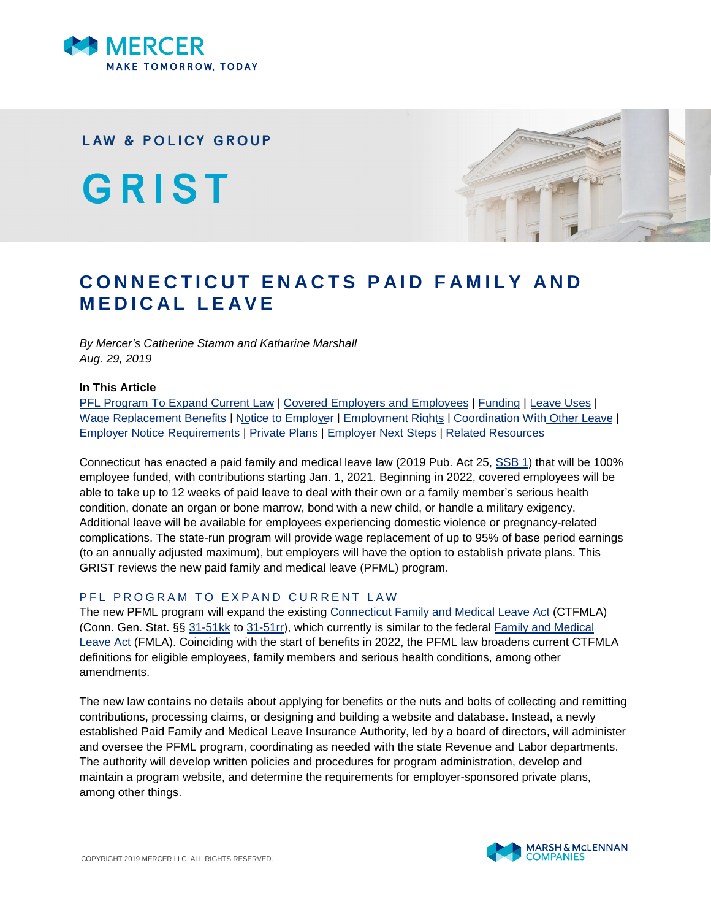LAW & POLICY GROUP

# GRIST

## CONNECTICUT ENACTS PAID FAMILY AND MEDICAL LEAVE

*By Mercer's Catherine Stamm and Katharine Marshall*
*Aug. 29, 2019*

**In This Article**

PFL Program To Expand Current Law | Covered Employers and Employees | Funding | Leave Uses | Wage Replacement Benefits | Notice to Employer | Employment Rights | Coordination With Other Leave | Employer Notice Requirements | Private Plans | Employer Next Steps | Related Resources

Connecticut has enacted a paid family and medical leave law (2019 Pub. Act 25, SSB 1) that will be 100% employee funded, with contributions starting Jan. 1, 2021. Beginning in 2022, covered employees will be able to take up to 12 weeks of paid leave to deal with their own or a family member's serious health condition, donate an organ or bone marrow, bond with a new child, or handle a military exigency. Additional leave will be available for employees experiencing domestic violence or pregnancy-related complications. The state-run program will provide wage replacement of up to 95% of base period earnings (to an annually adjusted maximum), but employers will have the option to establish private plans. This GRIST reviews the new paid family and medical leave (PFML) program.

### PFL PROGRAM TO EXPAND CURRENT LAW

The new PFML program will expand the existing Connecticut Family and Medical Leave Act (CTFMLA) (Conn. Gen. Stat. §§ 31-51kk to 31-51rr), which currently is similar to the federal Family and Medical Leave Act (FMLA). Coinciding with the start of benefits in 2022, the PFML law broadens current CTFMLA definitions for eligible employees, family members and serious health conditions, among other amendments.

The new law contains no details about applying for benefits or the nuts and bolts of collecting and remitting contributions, processing claims, or designing and building a website and database. Instead, a newly established Paid Family and Medical Leave Insurance Authority, led by a board of directors, will administer and oversee the PFML program, coordinating as needed with the state Revenue and Labor departments. The authority will develop written policies and procedures for program administration, develop and maintain a program website, and determine the requirements for employer-sponsored private plans, among other things.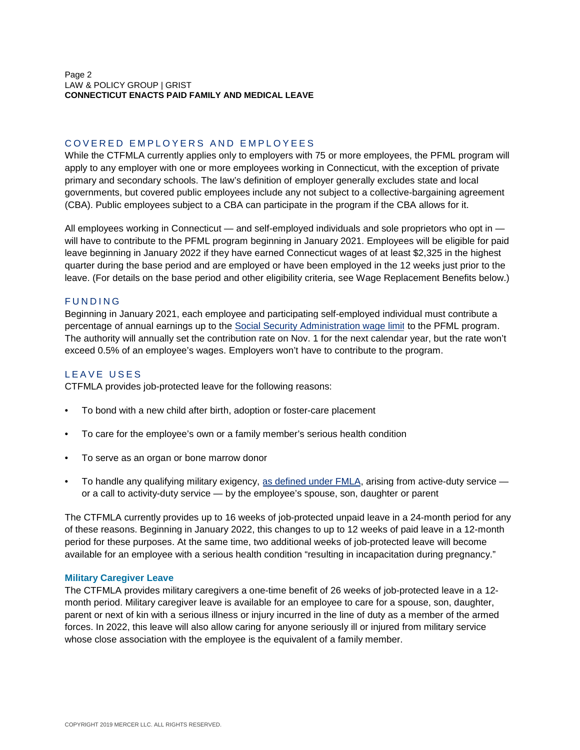## COVERED EMPLOYERS AND EMPLOYEES

While the CTFMLA currently applies only to employers with 75 or more employees, the PFML program will apply to any employer with one or more employees working in Connecticut, with the exception of private primary and secondary schools. The law's definition of employer generally excludes state and local governments, but covered public employees include any not subject to a collective-bargaining agreement (CBA). Public employees subject to a CBA can participate in the program if the CBA allows for it.

All employees working in Connecticut — and self-employed individuals and sole proprietors who opt in — will have to contribute to the PFML program beginning in January 2021. Employees will be eligible for paid leave beginning in January 2022 if they have earned Connecticut wages of at least $2,325 in the highest quarter during the base period and are employed or have been employed in the 12 weeks just prior to the leave. (For details on the base period and other eligibility criteria, see Wage Replacement Benefits below.)

## FUNDING

Beginning in January 2021, each employee and participating self-employed individual must contribute a percentage of annual earnings up to the Social Security Administration wage limit to the PFML program. The authority will annually set the contribution rate on Nov. 1 for the next calendar year, but the rate won't exceed 0.5% of an employee's wages. Employers won't have to contribute to the program.

## LEAVE USES

CTFMLA provides job-protected leave for the following reasons:

- To bond with a new child after birth, adoption or foster-care placement
- To care for the employee's own or a family member's serious health condition
- To serve as an organ or bone marrow donor
- To handle any qualifying military exigency, as defined under FMLA, arising from active-duty service — or a call to activity-duty service — by the employee's spouse, son, daughter or parent

The CTFMLA currently provides up to 16 weeks of job-protected unpaid leave in a 24-month period for any of these reasons. Beginning in January 2022, this changes to up to 12 weeks of paid leave in a 12-month period for these purposes. At the same time, two additional weeks of job-protected leave will become available for an employee with a serious health condition "resulting in incapacitation during pregnancy."

### Military Caregiver Leave

The CTFMLA provides military caregivers a one-time benefit of 26 weeks of job-protected leave in a 12-month period. Military caregiver leave is available for an employee to care for a spouse, son, daughter, parent or next of kin with a serious illness or injury incurred in the line of duty as a member of the armed forces. In 2022, this leave will also allow caring for anyone seriously ill or injured from military service whose close association with the employee is the equivalent of a family member.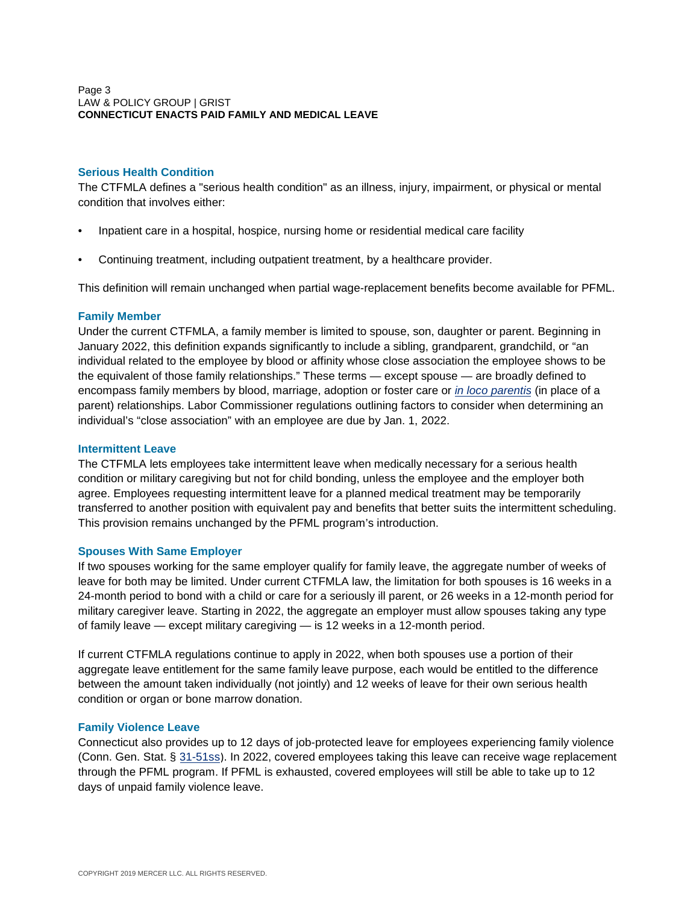### Serious Health Condition

The CTFMLA defines a "serious health condition" as an illness, injury, impairment, or physical or mental condition that involves either:

- Inpatient care in a hospital, hospice, nursing home or residential medical care facility
- Continuing treatment, including outpatient treatment, by a healthcare provider.

This definition will remain unchanged when partial wage-replacement benefits become available for PFML.

### Family Member

Under the current CTFMLA, a family member is limited to spouse, son, daughter or parent. Beginning in January 2022, this definition expands significantly to include a sibling, grandparent, grandchild, or "an individual related to the employee by blood or affinity whose close association the employee shows to be the equivalent of those family relationships." These terms — except spouse — are broadly defined to encompass family members by blood, marriage, adoption or foster care or *in loco parentis* (in place of a parent) relationships. Labor Commissioner regulations outlining factors to consider when determining an individual's "close association" with an employee are due by Jan. 1, 2022.

### Intermittent Leave

The CTFMLA lets employees take intermittent leave when medically necessary for a serious health condition or military caregiving but not for child bonding, unless the employee and the employer both agree. Employees requesting intermittent leave for a planned medical treatment may be temporarily transferred to another position with equivalent pay and benefits that better suits the intermittent scheduling. This provision remains unchanged by the PFML program's introduction.

### Spouses With Same Employer

If two spouses working for the same employer qualify for family leave, the aggregate number of weeks of leave for both may be limited. Under current CTFMLA law, the limitation for both spouses is 16 weeks in a 24-month period to bond with a child or care for a seriously ill parent, or 26 weeks in a 12-month period for military caregiver leave. Starting in 2022, the aggregate an employer must allow spouses taking any type of family leave — except military caregiving — is 12 weeks in a 12-month period.

If current CTFMLA regulations continue to apply in 2022, when both spouses use a portion of their aggregate leave entitlement for the same family leave purpose, each would be entitled to the difference between the amount taken individually (not jointly) and 12 weeks of leave for their own serious health condition or organ or bone marrow donation.

### Family Violence Leave

Connecticut also provides up to 12 days of job-protected leave for employees experiencing family violence (Conn. Gen. Stat. § 31-51ss). In 2022, covered employees taking this leave can receive wage replacement through the PFML program. If PFML is exhausted, covered employees will still be able to take up to 12 days of unpaid family violence leave.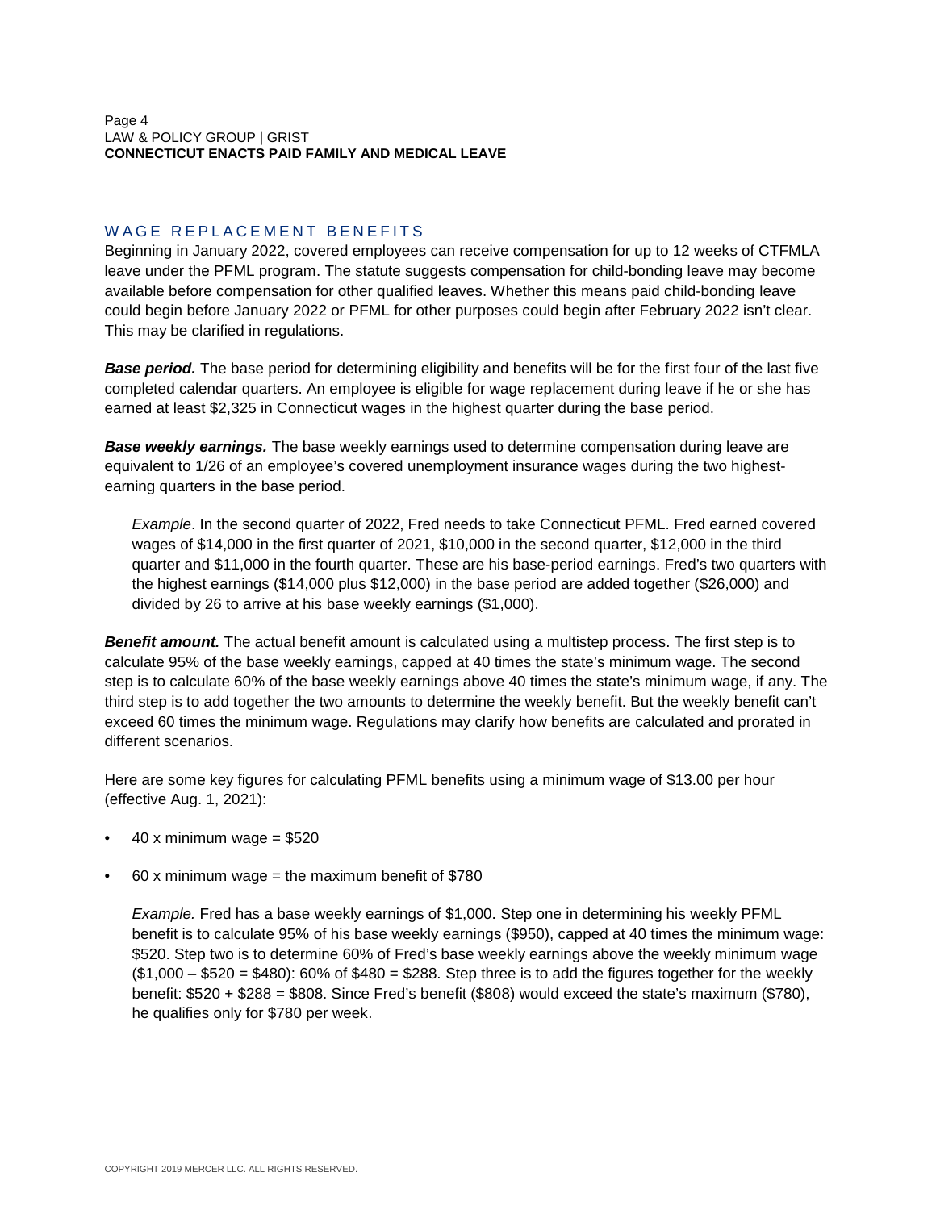## WAGE REPLACEMENT BENEFITS

Beginning in January 2022, covered employees can receive compensation for up to 12 weeks of CTFMLA leave under the PFML program. The statute suggests compensation for child-bonding leave may become available before compensation for other qualified leaves. Whether this means paid child-bonding leave could begin before January 2022 or PFML for other purposes could begin after February 2022 isn't clear. This may be clarified in regulations.

***Base period.*** The base period for determining eligibility and benefits will be for the first four of the last five completed calendar quarters. An employee is eligible for wage replacement during leave if he or she has earned at least $2,325 in Connecticut wages in the highest quarter during the base period.

***Base weekly earnings.*** The base weekly earnings used to determine compensation during leave are equivalent to 1/26 of an employee's covered unemployment insurance wages during the two highest-earning quarters in the base period.

> *Example*. In the second quarter of 2022, Fred needs to take Connecticut PFML. Fred earned covered wages of $14,000 in the first quarter of 2021, $10,000 in the second quarter, $12,000 in the third quarter and $11,000 in the fourth quarter. These are his base-period earnings. Fred's two quarters with the highest earnings ($14,000 plus $12,000) in the base period are added together ($26,000) and divided by 26 to arrive at his base weekly earnings ($1,000).

***Benefit amount.*** The actual benefit amount is calculated using a multistep process. The first step is to calculate 95% of the base weekly earnings, capped at 40 times the state's minimum wage. The second step is to calculate 60% of the base weekly earnings above 40 times the state's minimum wage, if any. The third step is to add together the two amounts to determine the weekly benefit. But the weekly benefit can't exceed 60 times the minimum wage. Regulations may clarify how benefits are calculated and prorated in different scenarios.

Here are some key figures for calculating PFML benefits using a minimum wage of $13.00 per hour (effective Aug. 1, 2021):

- 40 x minimum wage = $520
- 60 x minimum wage = the maximum benefit of $780

> *Example.* Fred has a base weekly earnings of $1,000. Step one in determining his weekly PFML benefit is to calculate 95% of his base weekly earnings ($950), capped at 40 times the minimum wage: $520. Step two is to determine 60% of Fred's base weekly earnings above the weekly minimum wage ($1,000 – $520 = $480): 60% of $480 = $288. Step three is to add the figures together for the weekly benefit: $520 + $288 = $808. Since Fred's benefit ($808) would exceed the state's maximum ($780), he qualifies only for $780 per week.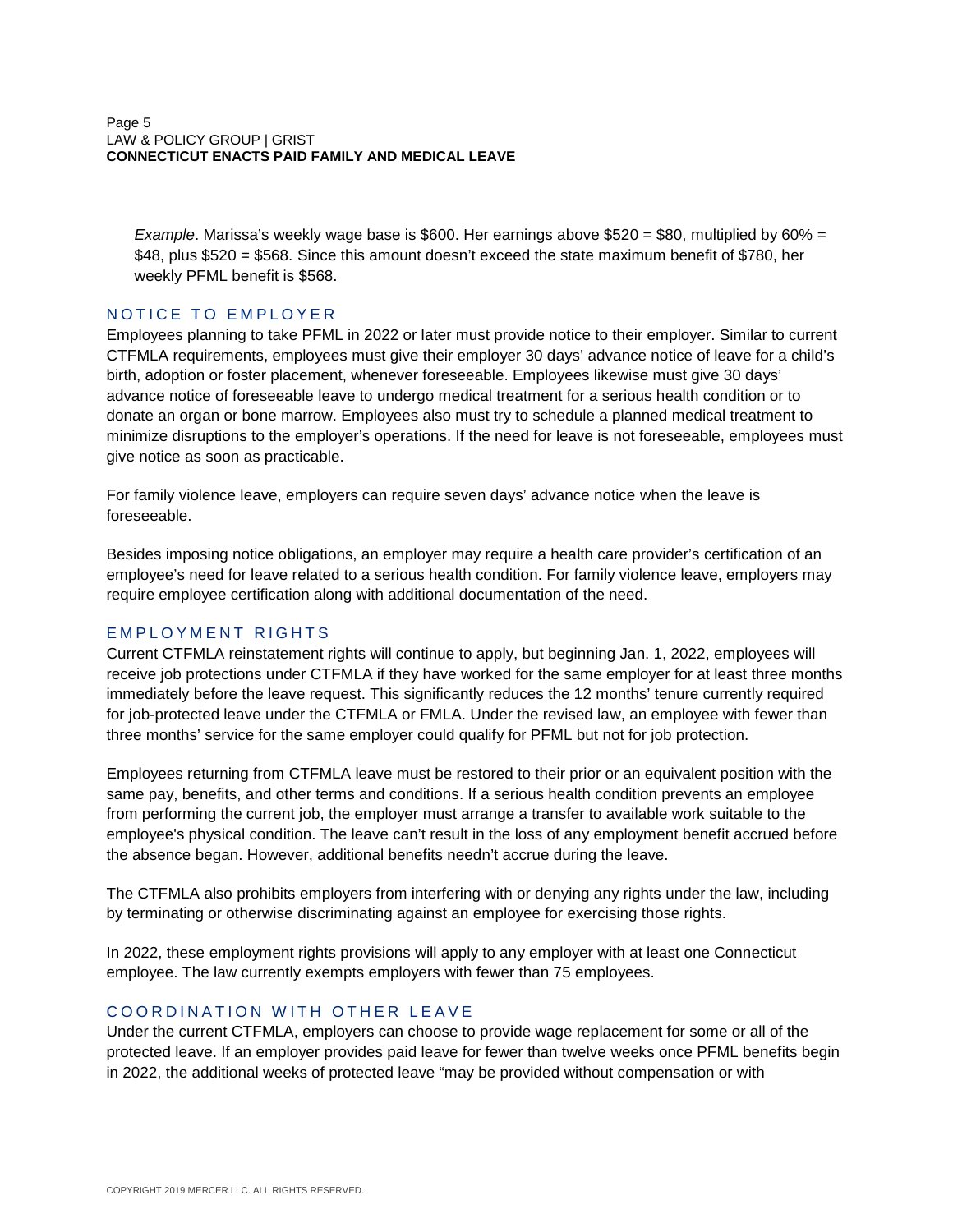*Example*. Marissa's weekly wage base is \$600. Her earnings above \$520 = \$80, multiplied by 60% = \$48, plus \$520 = \$568. Since this amount doesn't exceed the state maximum benefit of \$780, her weekly PFML benefit is \$568.

## NOTICE TO EMPLOYER

Employees planning to take PFML in 2022 or later must provide notice to their employer. Similar to current CTFMLA requirements, employees must give their employer 30 days' advance notice of leave for a child's birth, adoption or foster placement, whenever foreseeable. Employees likewise must give 30 days' advance notice of foreseeable leave to undergo medical treatment for a serious health condition or to donate an organ or bone marrow. Employees also must try to schedule a planned medical treatment to minimize disruptions to the employer's operations. If the need for leave is not foreseeable, employees must give notice as soon as practicable.

For family violence leave, employers can require seven days' advance notice when the leave is foreseeable.

Besides imposing notice obligations, an employer may require a health care provider's certification of an employee's need for leave related to a serious health condition. For family violence leave, employers may require employee certification along with additional documentation of the need.

## EMPLOYMENT RIGHTS

Current CTFMLA reinstatement rights will continue to apply, but beginning Jan. 1, 2022, employees will receive job protections under CTFMLA if they have worked for the same employer for at least three months immediately before the leave request. This significantly reduces the 12 months' tenure currently required for job-protected leave under the CTFMLA or FMLA. Under the revised law, an employee with fewer than three months' service for the same employer could qualify for PFML but not for job protection.

Employees returning from CTFMLA leave must be restored to their prior or an equivalent position with the same pay, benefits, and other terms and conditions. If a serious health condition prevents an employee from performing the current job, the employer must arrange a transfer to available work suitable to the employee's physical condition. The leave can't result in the loss of any employment benefit accrued before the absence began. However, additional benefits needn't accrue during the leave.

The CTFMLA also prohibits employers from interfering with or denying any rights under the law, including by terminating or otherwise discriminating against an employee for exercising those rights.

In 2022, these employment rights provisions will apply to any employer with at least one Connecticut employee. The law currently exempts employers with fewer than 75 employees.

## COORDINATION WITH OTHER LEAVE

Under the current CTFMLA, employers can choose to provide wage replacement for some or all of the protected leave. If an employer provides paid leave for fewer than twelve weeks once PFML benefits begin in 2022, the additional weeks of protected leave "may be provided without compensation or with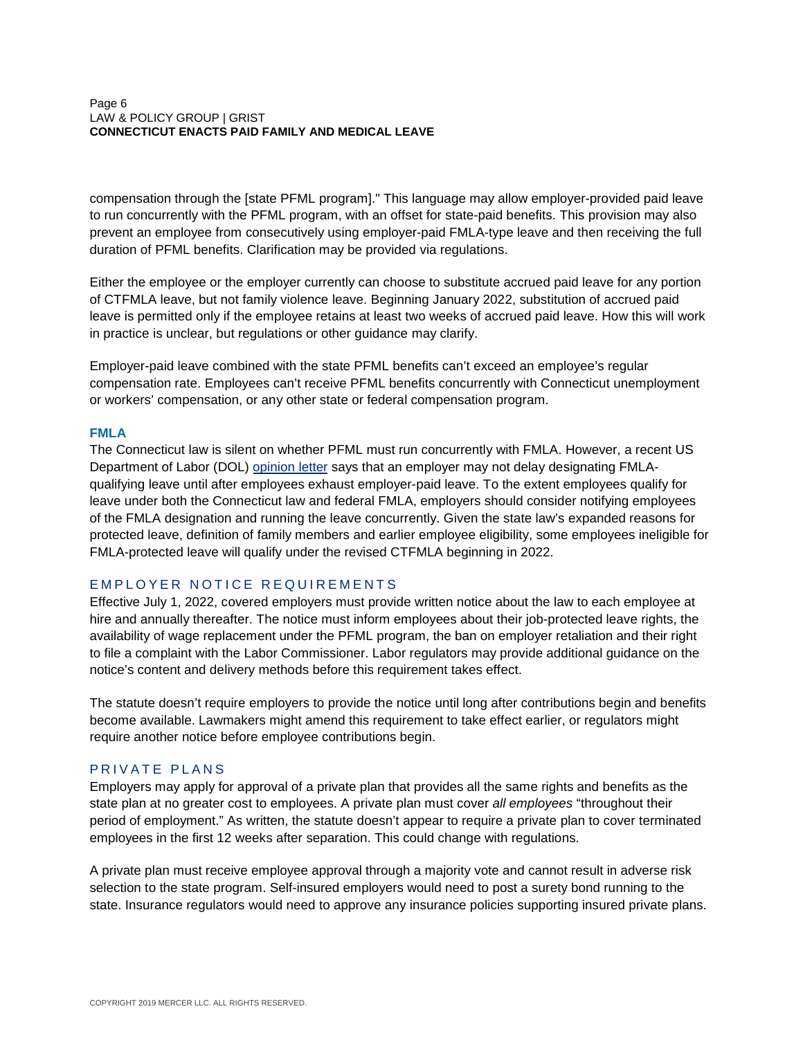compensation through the [state PFML program]." This language may allow employer-provided paid leave to run concurrently with the PFML program, with an offset for state-paid benefits. This provision may also prevent an employee from consecutively using employer-paid FMLA-type leave and then receiving the full duration of PFML benefits. Clarification may be provided via regulations.

Either the employee or the employer currently can choose to substitute accrued paid leave for any portion of CTFMLA leave, but not family violence leave. Beginning January 2022, substitution of accrued paid leave is permitted only if the employee retains at least two weeks of accrued paid leave. How this will work in practice is unclear, but regulations or other guidance may clarify.

Employer-paid leave combined with the state PFML benefits can't exceed an employee's regular compensation rate. Employees can't receive PFML benefits concurrently with Connecticut unemployment or workers' compensation, or any other state or federal compensation program.

### FMLA

The Connecticut law is silent on whether PFML must run concurrently with FMLA. However, a recent US Department of Labor (DOL) opinion letter says that an employer may not delay designating FMLA-qualifying leave until after employees exhaust employer-paid leave. To the extent employees qualify for leave under both the Connecticut law and federal FMLA, employers should consider notifying employees of the FMLA designation and running the leave concurrently. Given the state law's expanded reasons for protected leave, definition of family members and earlier employee eligibility, some employees ineligible for FMLA-protected leave will qualify under the revised CTFMLA beginning in 2022.

## EMPLOYER NOTICE REQUIREMENTS

Effective July 1, 2022, covered employers must provide written notice about the law to each employee at hire and annually thereafter. The notice must inform employees about their job-protected leave rights, the availability of wage replacement under the PFML program, the ban on employer retaliation and their right to file a complaint with the Labor Commissioner. Labor regulators may provide additional guidance on the notice's content and delivery methods before this requirement takes effect.

The statute doesn't require employers to provide the notice until long after contributions begin and benefits become available. Lawmakers might amend this requirement to take effect earlier, or regulators might require another notice before employee contributions begin.

## PRIVATE PLANS

Employers may apply for approval of a private plan that provides all the same rights and benefits as the state plan at no greater cost to employees. A private plan must cover *all employees* "throughout their period of employment." As written, the statute doesn't appear to require a private plan to cover terminated employees in the first 12 weeks after separation. This could change with regulations.

A private plan must receive employee approval through a majority vote and cannot result in adverse risk selection to the state program. Self-insured employers would need to post a surety bond running to the state. Insurance regulators would need to approve any insurance policies supporting insured private plans.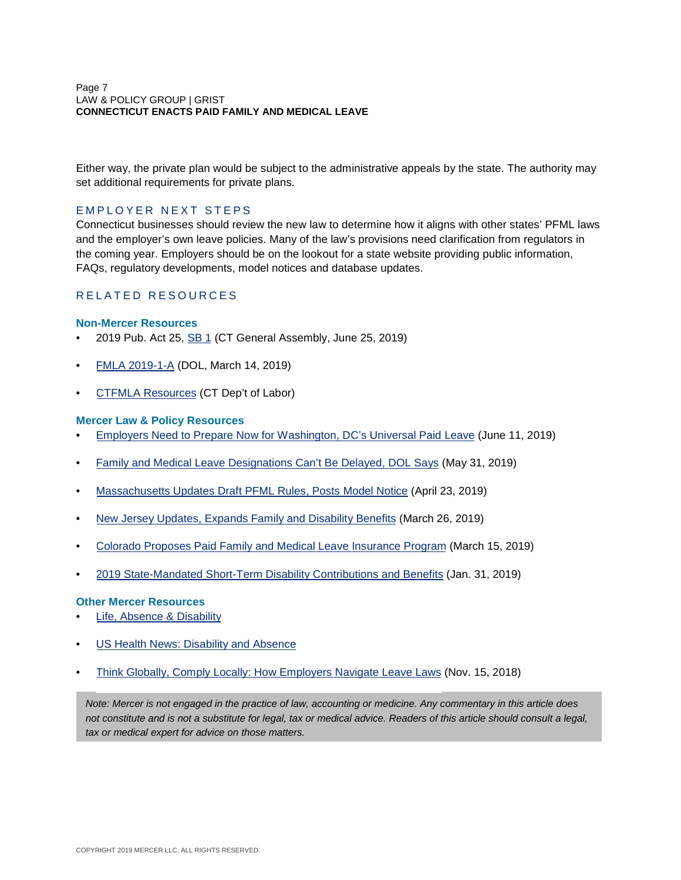Either way, the private plan would be subject to the administrative appeals by the state. The authority may set additional requirements for private plans.

## EMPLOYER NEXT STEPS

Connecticut businesses should review the new law to determine how it aligns with other states' PFML laws and the employer's own leave policies. Many of the law's provisions need clarification from regulators in the coming year. Employers should be on the lookout for a state website providing public information, FAQs, regulatory developments, model notices and database updates.

## RELATED RESOURCES

### Non-Mercer Resources

- 2019 Pub. Act 25, SB 1 (CT General Assembly, June 25, 2019)
- FMLA 2019-1-A (DOL, March 14, 2019)
- CTFMLA Resources (CT Dep't of Labor)

### Mercer Law & Policy Resources

- Employers Need to Prepare Now for Washington, DC's Universal Paid Leave (June 11, 2019)
- Family and Medical Leave Designations Can't Be Delayed, DOL Says (May 31, 2019)
- Massachusetts Updates Draft PFML Rules, Posts Model Notice (April 23, 2019)
- New Jersey Updates, Expands Family and Disability Benefits (March 26, 2019)
- Colorado Proposes Paid Family and Medical Leave Insurance Program (March 15, 2019)
- 2019 State-Mandated Short-Term Disability Contributions and Benefits (Jan. 31, 2019)

### Other Mercer Resources

- Life, Absence & Disability
- US Health News: Disability and Absence
- Think Globally, Comply Locally: How Employers Navigate Leave Laws (Nov. 15, 2018)

*Note: Mercer is not engaged in the practice of law, accounting or medicine. Any commentary in this article does not constitute and is not a substitute for legal, tax or medical advice. Readers of this article should consult a legal, tax or medical expert for advice on those matters.*

COPYRIGHT 2019 MERCER LLC. ALL RIGHTS RESERVED.